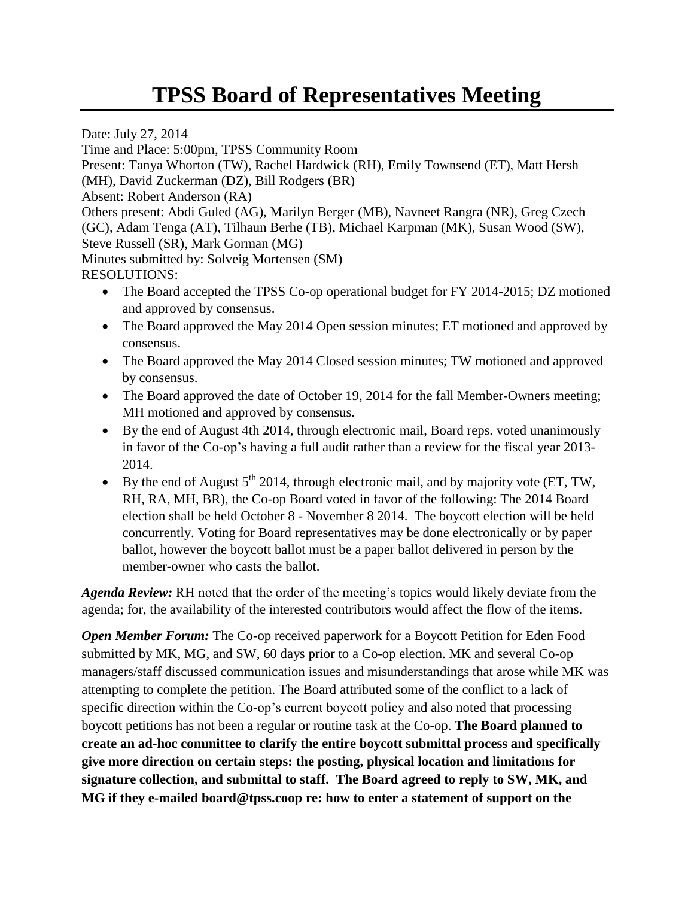# TPSS Board of Representatives Meeting

Date: July 27, 2014
Time and Place: 5:00pm, TPSS Community Room
Present: Tanya Whorton (TW), Rachel Hardwick (RH), Emily Townsend (ET), Matt Hersh (MH), David Zuckerman (DZ), Bill Rodgers (BR)
Absent: Robert Anderson (RA)
Others present: Abdi Guled (AG), Marilyn Berger (MB), Navneet Rangra (NR), Greg Czech (GC), Adam Tenga (AT), Tilhaun Berhe (TB), Michael Karpman (MK), Susan Wood (SW), Steve Russell (SR), Mark Gorman (MG)
Minutes submitted by: Solveig Mortensen (SM)
RESOLUTIONS:

- The Board accepted the TPSS Co-op operational budget for FY 2014-2015; DZ motioned and approved by consensus.
- The Board approved the May 2014 Open session minutes; ET motioned and approved by consensus.
- The Board approved the May 2014 Closed session minutes; TW motioned and approved by consensus.
- The Board approved the date of October 19, 2014 for the fall Member-Owners meeting; MH motioned and approved by consensus.
- By the end of August 4th 2014, through electronic mail, Board reps. voted unanimously in favor of the Co-op's having a full audit rather than a review for the fiscal year 2013-2014.
- By the end of August 5th 2014, through electronic mail, and by majority vote (ET, TW, RH, RA, MH, BR), the Co-op Board voted in favor of the following: The 2014 Board election shall be held October 8 - November 8 2014. The boycott election will be held concurrently. Voting for Board representatives may be done electronically or by paper ballot, however the boycott ballot must be a paper ballot delivered in person by the member-owner who casts the ballot.

***Agenda Review:*** RH noted that the order of the meeting's topics would likely deviate from the agenda; for, the availability of the interested contributors would affect the flow of the items.

***Open Member Forum:*** The Co-op received paperwork for a Boycott Petition for Eden Food submitted by MK, MG, and SW, 60 days prior to a Co-op election. MK and several Co-op managers/staff discussed communication issues and misunderstandings that arose while MK was attempting to complete the petition. The Board attributed some of the conflict to a lack of specific direction within the Co-op's current boycott policy and also noted that processing boycott petitions has not been a regular or routine task at the Co-op. **The Board planned to create an ad-hoc committee to clarify the entire boycott submittal process and specifically give more direction on certain steps: the posting, physical location and limitations for signature collection, and submittal to staff. The Board agreed to reply to SW, MK, and MG if they e-mailed board@tpss.coop re: how to enter a statement of support on the**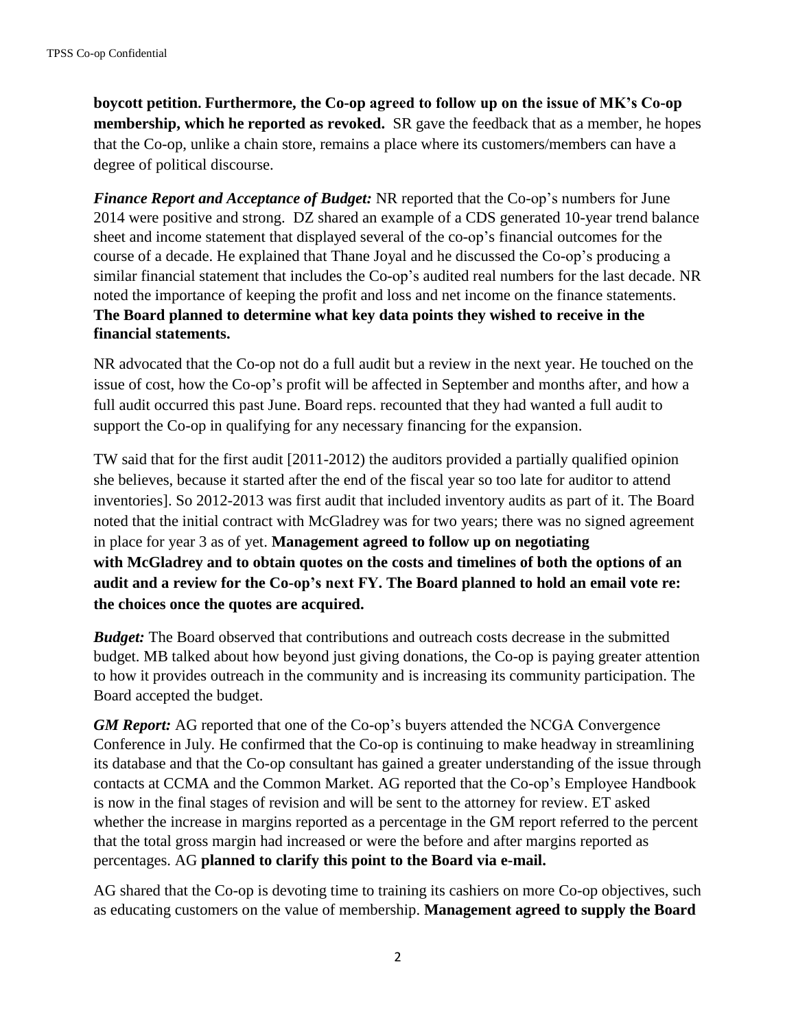**boycott petition. Furthermore, the Co-op agreed to follow up on the issue of MK's Co-op membership, which he reported as revoked.** SR gave the feedback that as a member, he hopes that the Co-op, unlike a chain store, remains a place where its customers/members can have a degree of political discourse.

***Finance Report and Acceptance of Budget:*** NR reported that the Co-op's numbers for June 2014 were positive and strong. DZ shared an example of a CDS generated 10-year trend balance sheet and income statement that displayed several of the co-op's financial outcomes for the course of a decade. He explained that Thane Joyal and he discussed the Co-op's producing a similar financial statement that includes the Co-op's audited real numbers for the last decade. NR noted the importance of keeping the profit and loss and net income on the finance statements. **The Board planned to determine what key data points they wished to receive in the financial statements.**

NR advocated that the Co-op not do a full audit but a review in the next year. He touched on the issue of cost, how the Co-op's profit will be affected in September and months after, and how a full audit occurred this past June. Board reps. recounted that they had wanted a full audit to support the Co-op in qualifying for any necessary financing for the expansion.

TW said that for the first audit [2011-2012) the auditors provided a partially qualified opinion she believes, because it started after the end of the fiscal year so too late for auditor to attend inventories]. So 2012-2013 was first audit that included inventory audits as part of it. The Board noted that the initial contract with McGladrey was for two years; there was no signed agreement in place for year 3 as of yet. **Management agreed to follow up on negotiating with McGladrey and to obtain quotes on the costs and timelines of both the options of an audit and a review for the Co-op's next FY. The Board planned to hold an email vote re: the choices once the quotes are acquired.**

***Budget:*** The Board observed that contributions and outreach costs decrease in the submitted budget. MB talked about how beyond just giving donations, the Co-op is paying greater attention to how it provides outreach in the community and is increasing its community participation. The Board accepted the budget.

***GM Report:*** AG reported that one of the Co-op's buyers attended the NCGA Convergence Conference in July. He confirmed that the Co-op is continuing to make headway in streamlining its database and that the Co-op consultant has gained a greater understanding of the issue through contacts at CCMA and the Common Market. AG reported that the Co-op's Employee Handbook is now in the final stages of revision and will be sent to the attorney for review. ET asked whether the increase in margins reported as a percentage in the GM report referred to the percent that the total gross margin had increased or were the before and after margins reported as percentages. AG **planned to clarify this point to the Board via e-mail.**

AG shared that the Co-op is devoting time to training its cashiers on more Co-op objectives, such as educating customers on the value of membership. **Management agreed to supply the Board**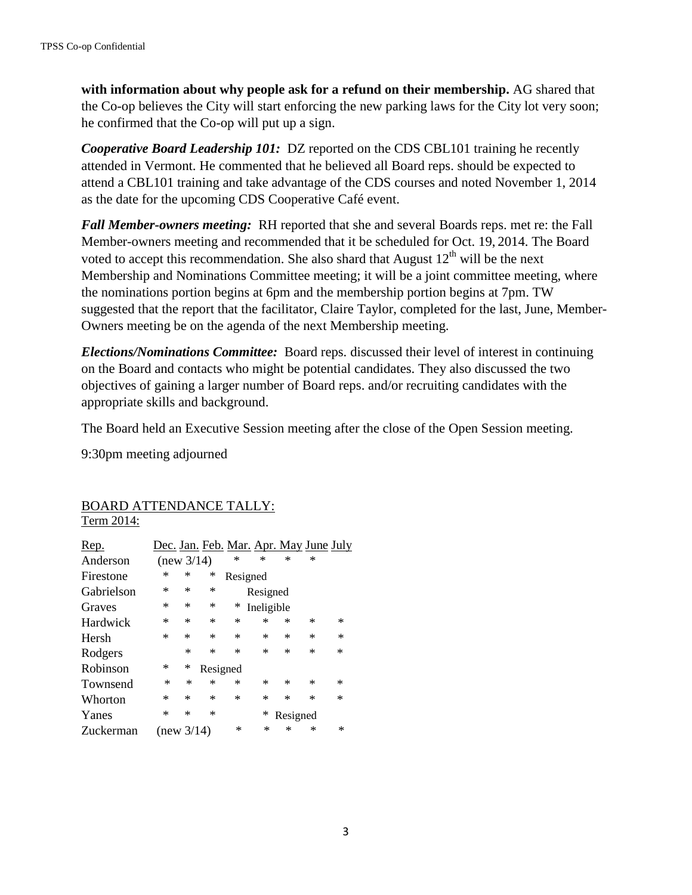**with information about why people ask for a refund on their membership.** AG shared that the Co-op believes the City will start enforcing the new parking laws for the City lot very soon; he confirmed that the Co-op will put up a sign.

***Cooperative Board Leadership 101:*** DZ reported on the CDS CBL101 training he recently attended in Vermont. He commented that he believed all Board reps. should be expected to attend a CBL101 training and take advantage of the CDS courses and noted November 1, 2014 as the date for the upcoming CDS Cooperative Café event.

***Fall Member-owners meeting:*** RH reported that she and several Boards reps. met re: the Fall Member-owners meeting and recommended that it be scheduled for Oct. 19, 2014. The Board voted to accept this recommendation. She also shard that August $12^{th}$ will be the next Membership and Nominations Committee meeting; it will be a joint committee meeting, where the nominations portion begins at 6pm and the membership portion begins at 7pm. TW suggested that the report that the facilitator, Claire Taylor, completed for the last, June, Member-Owners meeting be on the agenda of the next Membership meeting.

***Elections/Nominations Committee:*** Board reps. discussed their level of interest in continuing on the Board and contacts who might be potential candidates. They also discussed the two objectives of gaining a larger number of Board reps. and/or recruiting candidates with the appropriate skills and background.

The Board held an Executive Session meeting after the close of the Open Session meeting.

9:30pm meeting adjourned

BOARD ATTENDANCE TALLY:
Term 2014:

| Rep. | Dec. | Jan. | Feb. | Mar. | Apr. | May | June | July |
|---|---|---|---|---|---|---|---|---|
| Anderson | (new 3/14) | | | * | * | * | * | |
| Firestone | * | * | * | Resigned | | | | |
| Gabrielson | * | * | * | | Resigned | | | |
| Graves | * | * | * | * | Ineligible | | | |
| Hardwick | * | * | * | * | * | * | * | * |
| Hersh | * | * | * | * | * | * | * | * |
| Rodgers | | * | * | * | * | * | * | * |
| Robinson | * | * | Resigned | | | | | |
| Townsend | * | * | * | * | * | * | * | * |
| Whorton | * | * | * | * | * | * | * | * |
| Yanes | * | * | * | | * | Resigned | | |
| Zuckerman | (new 3/14) | | | * | * | * | * | * |